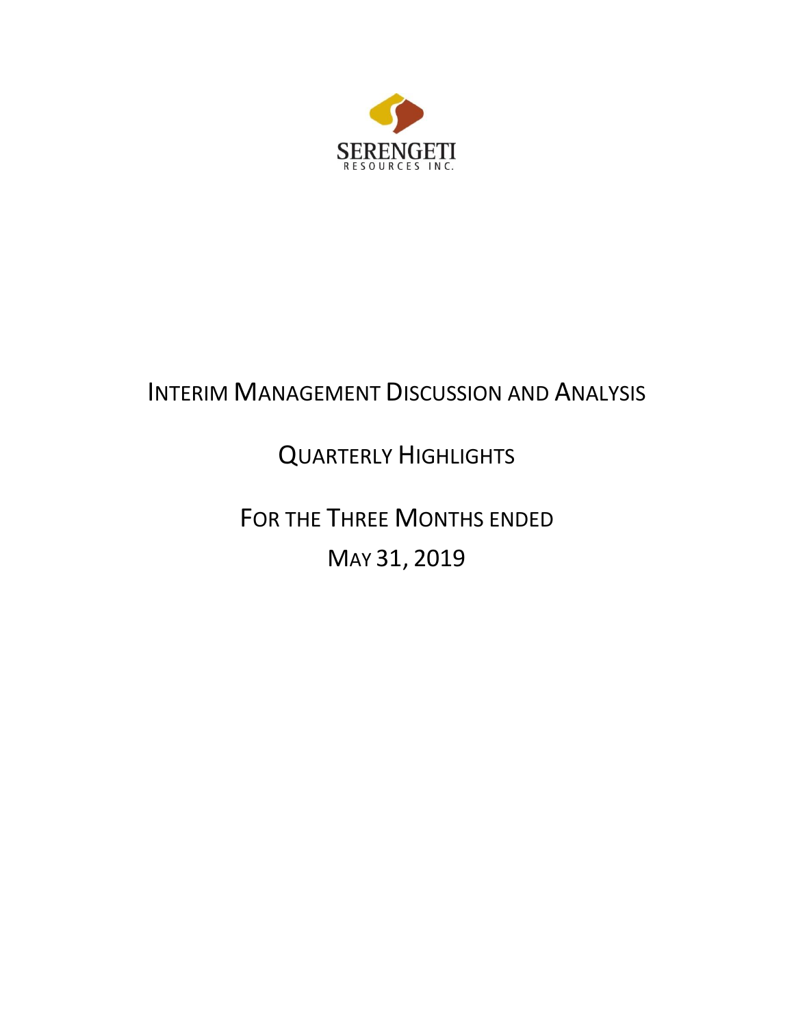SERENGETI
RESOURCES INC.

# INTERIM MANAGEMENT DISCUSSION AND ANALYSIS

## QUARTERLY HIGHLIGHTS

## FOR THE THREE MONTHS ENDED MAY 31, 2019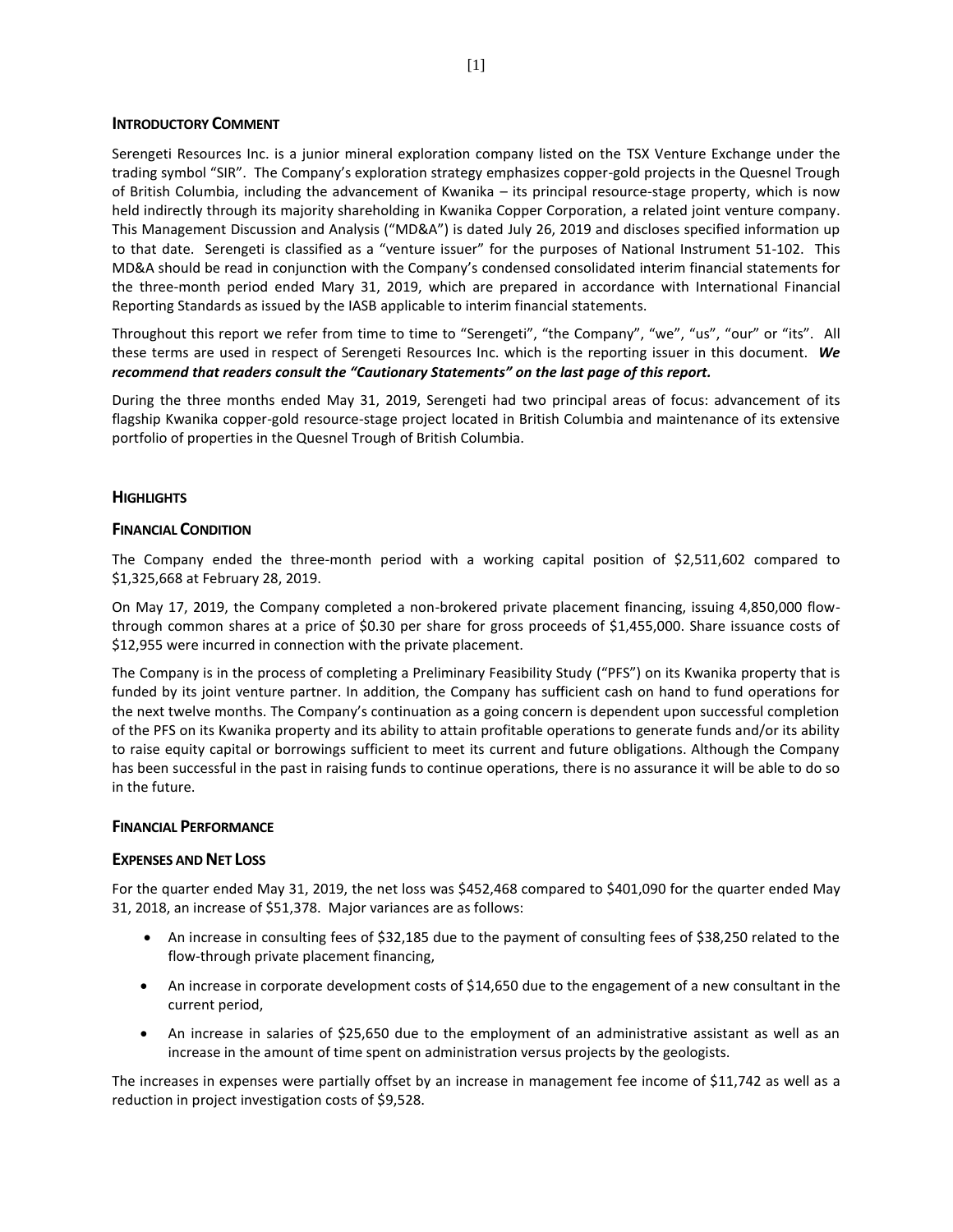## INTRODUCTORY COMMENT

Serengeti Resources Inc. is a junior mineral exploration company listed on the TSX Venture Exchange under the trading symbol "SIR". The Company's exploration strategy emphasizes copper-gold projects in the Quesnel Trough of British Columbia, including the advancement of Kwanika – its principal resource-stage property, which is now held indirectly through its majority shareholding in Kwanika Copper Corporation, a related joint venture company. This Management Discussion and Analysis ("MD&A") is dated July 26, 2019 and discloses specified information up to that date. Serengeti is classified as a "venture issuer" for the purposes of National Instrument 51-102. This MD&A should be read in conjunction with the Company's condensed consolidated interim financial statements for the three-month period ended Mary 31, 2019, which are prepared in accordance with International Financial Reporting Standards as issued by the IASB applicable to interim financial statements.

Throughout this report we refer from time to time to "Serengeti", "the Company", "we", "us", "our" or "its". All these terms are used in respect of Serengeti Resources Inc. which is the reporting issuer in this document. ***We recommend that readers consult the "Cautionary Statements" on the last page of this report.***

During the three months ended May 31, 2019, Serengeti had two principal areas of focus: advancement of its flagship Kwanika copper-gold resource-stage project located in British Columbia and maintenance of its extensive portfolio of properties in the Quesnel Trough of British Columbia.

## HIGHLIGHTS

### FINANCIAL CONDITION

The Company ended the three-month period with a working capital position of $2,511,602 compared to $1,325,668 at February 28, 2019.

On May 17, 2019, the Company completed a non-brokered private placement financing, issuing 4,850,000 flow-through common shares at a price of $0.30 per share for gross proceeds of $1,455,000. Share issuance costs of $12,955 were incurred in connection with the private placement.

The Company is in the process of completing a Preliminary Feasibility Study ("PFS") on its Kwanika property that is funded by its joint venture partner. In addition, the Company has sufficient cash on hand to fund operations for the next twelve months. The Company's continuation as a going concern is dependent upon successful completion of the PFS on its Kwanika property and its ability to attain profitable operations to generate funds and/or its ability to raise equity capital or borrowings sufficient to meet its current and future obligations. Although the Company has been successful in the past in raising funds to continue operations, there is no assurance it will be able to do so in the future.

### FINANCIAL PERFORMANCE

### EXPENSES AND NET LOSS

For the quarter ended May 31, 2019, the net loss was $452,468 compared to $401,090 for the quarter ended May 31, 2018, an increase of $51,378. Major variances are as follows:

- An increase in consulting fees of $32,185 due to the payment of consulting fees of $38,250 related to the flow-through private placement financing,
- An increase in corporate development costs of $14,650 due to the engagement of a new consultant in the current period,
- An increase in salaries of $25,650 due to the employment of an administrative assistant as well as an increase in the amount of time spent on administration versus projects by the geologists.

The increases in expenses were partially offset by an increase in management fee income of $11,742 as well as a reduction in project investigation costs of $9,528.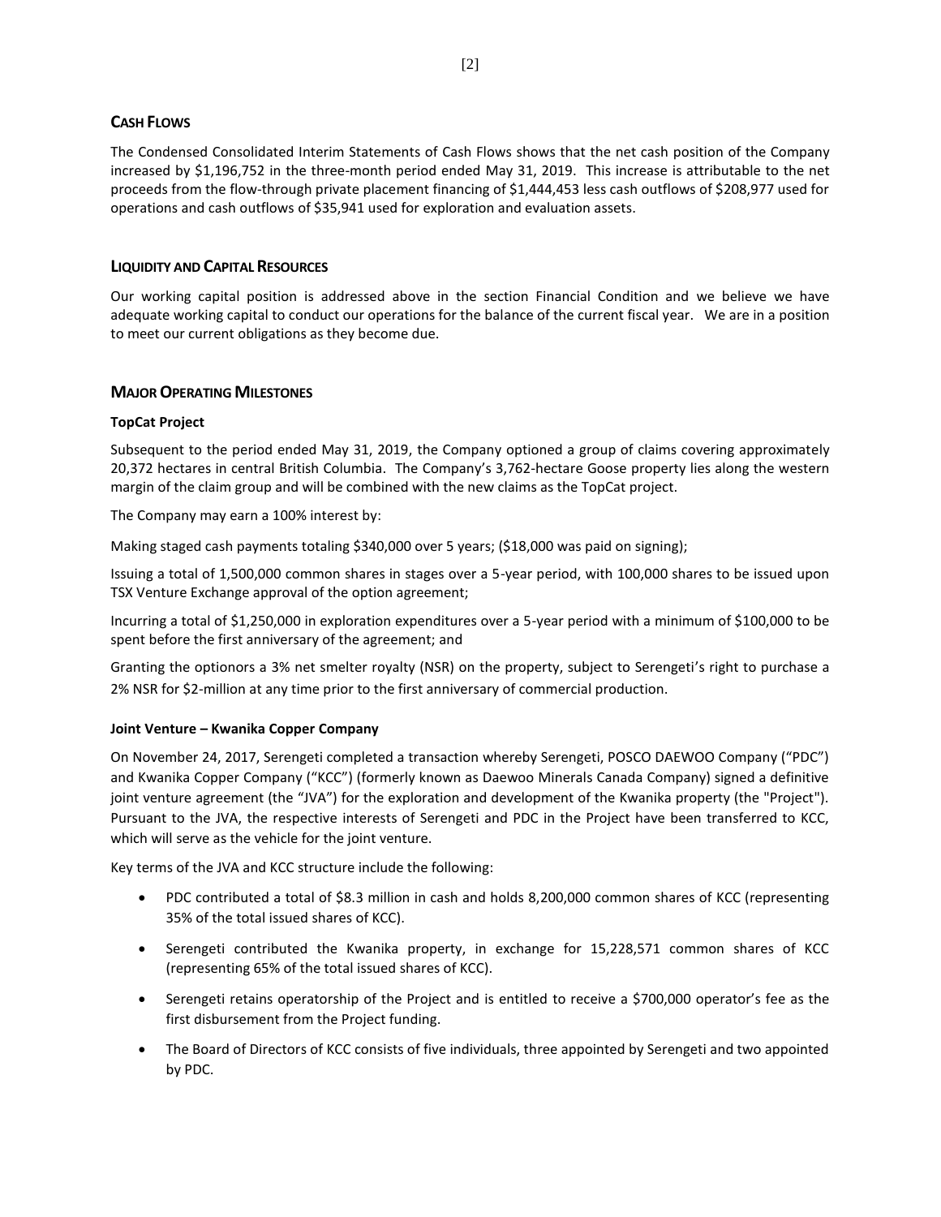## CASH FLOWS

The Condensed Consolidated Interim Statements of Cash Flows shows that the net cash position of the Company increased by $1,196,752 in the three-month period ended May 31, 2019. This increase is attributable to the net proceeds from the flow-through private placement financing of $1,444,453 less cash outflows of $208,977 used for operations and cash outflows of $35,941 used for exploration and evaluation assets.

## LIQUIDITY AND CAPITAL RESOURCES

Our working capital position is addressed above in the section Financial Condition and we believe we have adequate working capital to conduct our operations for the balance of the current fiscal year. We are in a position to meet our current obligations as they become due.

## MAJOR OPERATING MILESTONES

### TopCat Project

Subsequent to the period ended May 31, 2019, the Company optioned a group of claims covering approximately 20,372 hectares in central British Columbia. The Company's 3,762-hectare Goose property lies along the western margin of the claim group and will be combined with the new claims as the TopCat project.

The Company may earn a 100% interest by:

Making staged cash payments totaling $340,000 over 5 years; ($18,000 was paid on signing);

Issuing a total of 1,500,000 common shares in stages over a 5-year period, with 100,000 shares to be issued upon TSX Venture Exchange approval of the option agreement;

Incurring a total of $1,250,000 in exploration expenditures over a 5-year period with a minimum of $100,000 to be spent before the first anniversary of the agreement; and

Granting the optionors a 3% net smelter royalty (NSR) on the property, subject to Serengeti's right to purchase a 2% NSR for $2-million at any time prior to the first anniversary of commercial production.

### Joint Venture – Kwanika Copper Company

On November 24, 2017, Serengeti completed a transaction whereby Serengeti, POSCO DAEWOO Company ("PDC") and Kwanika Copper Company ("KCC") (formerly known as Daewoo Minerals Canada Company) signed a definitive joint venture agreement (the "JVA") for the exploration and development of the Kwanika property (the "Project"). Pursuant to the JVA, the respective interests of Serengeti and PDC in the Project have been transferred to KCC, which will serve as the vehicle for the joint venture.

Key terms of the JVA and KCC structure include the following:

- PDC contributed a total of $8.3 million in cash and holds 8,200,000 common shares of KCC (representing 35% of the total issued shares of KCC).
- Serengeti contributed the Kwanika property, in exchange for 15,228,571 common shares of KCC (representing 65% of the total issued shares of KCC).
- Serengeti retains operatorship of the Project and is entitled to receive a $700,000 operator's fee as the first disbursement from the Project funding.
- The Board of Directors of KCC consists of five individuals, three appointed by Serengeti and two appointed by PDC.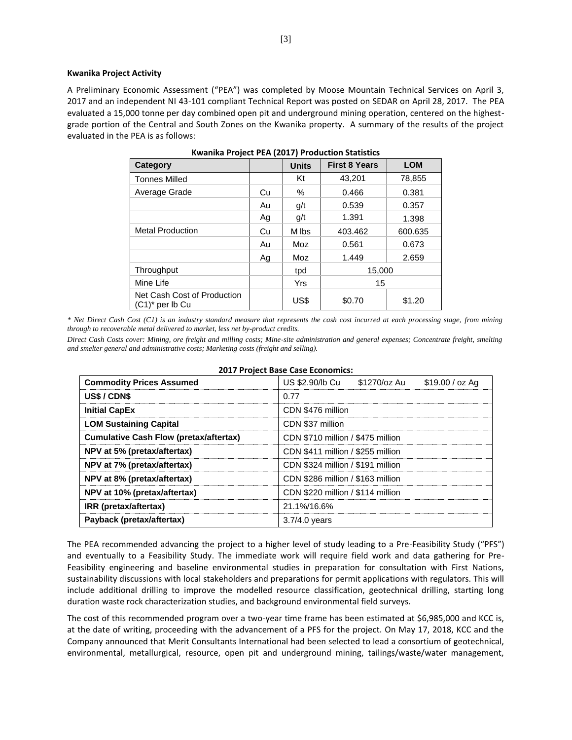**Kwanika Project Activity**

A Preliminary Economic Assessment ("PEA") was completed by Moose Mountain Technical Services on April 3, 2017 and an independent NI 43-101 compliant Technical Report was posted on SEDAR on April 28, 2017. The PEA evaluated a 15,000 tonne per day combined open pit and underground mining operation, centered on the highest-grade portion of the Central and South Zones on the Kwanika property. A summary of the results of the project evaluated in the PEA is as follows:

**Kwanika Project PEA (2017) Production Statistics**

| Category | | Units | First 8 Years | LOM |
|---|---|---|---|---|
| Tonnes Milled | | Kt | 43,201 | 78,855 |
| Average Grade | Cu | % | 0.466 | 0.381 |
| | Au | g/t | 0.539 | 0.357 |
| | Ag | g/t | 1.391 | 1.398 |
| Metal Production | Cu | M lbs | 403.462 | 600.635 |
| | Au | Moz | 0.561 | 0.673 |
| | Ag | Moz | 1.449 | 2.659 |
| Throughput | | tpd | 15,000 | |
| Mine Life | | Yrs | 15 | |
| Net Cash Cost of Production (C1)* per lb Cu | | US$ | $0.70 | $1.20 |

*\* Net Direct Cash Cost (C1) is an industry standard measure that represents the cash cost incurred at each processing stage, from mining through to recoverable metal delivered to market, less net by-product credits.*

*Direct Cash Costs cover: Mining, ore freight and milling costs; Mine-site administration and general expenses; Concentrate freight, smelting and smelter general and administrative costs; Marketing costs (freight and selling).*

**2017 Project Base Case Economics:**

| Commodity Prices Assumed | US $2.90/lb Cu $1270/oz Au $19.00 / oz Ag |
|---|---|
| **US$ / CDN$** | 0.77 |
| **Initial CapEx** | CDN $476 million |
| **LOM Sustaining Capital** | CDN $37 million |
| **Cumulative Cash Flow (pretax/aftertax)** | CDN $710 million / $475 million |
| **NPV at 5% (pretax/aftertax)** | CDN $411 million / $255 million |
| **NPV at 7% (pretax/aftertax)** | CDN $324 million / $191 million |
| **NPV at 8% (pretax/aftertax)** | CDN $286 million / $163 million |
| **NPV at 10% (pretax/aftertax)** | CDN $220 million / $114 million |
| **IRR (pretax/aftertax)** | 21.1%/16.6% |
| **Payback (pretax/aftertax)** | 3.7/4.0 years |

The PEA recommended advancing the project to a higher level of study leading to a Pre-Feasibility Study ("PFS") and eventually to a Feasibility Study. The immediate work will require field work and data gathering for Pre-Feasibility engineering and baseline environmental studies in preparation for consultation with First Nations, sustainability discussions with local stakeholders and preparations for permit applications with regulators. This will include additional drilling to improve the modelled resource classification, geotechnical drilling, starting long duration waste rock characterization studies, and background environmental field surveys.

The cost of this recommended program over a two-year time frame has been estimated at $6,985,000 and KCC is, at the date of writing, proceeding with the advancement of a PFS for the project. On May 17, 2018, KCC and the Company announced that Merit Consultants International had been selected to lead a consortium of geotechnical, environmental, metallurgical, resource, open pit and underground mining, tailings/waste/water management,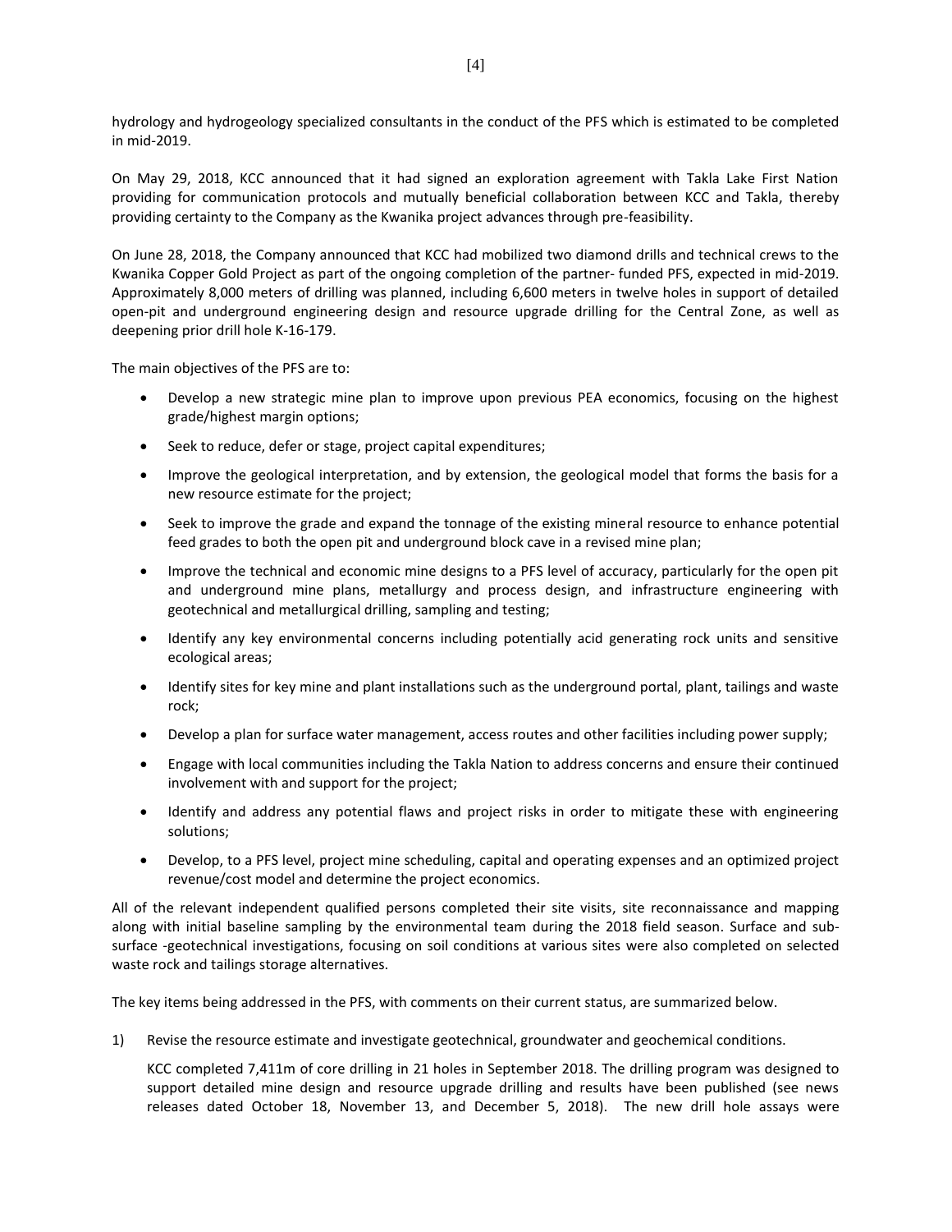hydrology and hydrogeology specialized consultants in the conduct of the PFS which is estimated to be completed in mid-2019.

On May 29, 2018, KCC announced that it had signed an exploration agreement with Takla Lake First Nation providing for communication protocols and mutually beneficial collaboration between KCC and Takla, thereby providing certainty to the Company as the Kwanika project advances through pre-feasibility.

On June 28, 2018, the Company announced that KCC had mobilized two diamond drills and technical crews to the Kwanika Copper Gold Project as part of the ongoing completion of the partner- funded PFS, expected in mid-2019. Approximately 8,000 meters of drilling was planned, including 6,600 meters in twelve holes in support of detailed open-pit and underground engineering design and resource upgrade drilling for the Central Zone, as well as deepening prior drill hole K-16-179.

The main objectives of the PFS are to:

- Develop a new strategic mine plan to improve upon previous PEA economics, focusing on the highest grade/highest margin options;
- Seek to reduce, defer or stage, project capital expenditures;
- Improve the geological interpretation, and by extension, the geological model that forms the basis for a new resource estimate for the project;
- Seek to improve the grade and expand the tonnage of the existing mineral resource to enhance potential feed grades to both the open pit and underground block cave in a revised mine plan;
- Improve the technical and economic mine designs to a PFS level of accuracy, particularly for the open pit and underground mine plans, metallurgy and process design, and infrastructure engineering with geotechnical and metallurgical drilling, sampling and testing;
- Identify any key environmental concerns including potentially acid generating rock units and sensitive ecological areas;
- Identify sites for key mine and plant installations such as the underground portal, plant, tailings and waste rock;
- Develop a plan for surface water management, access routes and other facilities including power supply;
- Engage with local communities including the Takla Nation to address concerns and ensure their continued involvement with and support for the project;
- Identify and address any potential flaws and project risks in order to mitigate these with engineering solutions;
- Develop, to a PFS level, project mine scheduling, capital and operating expenses and an optimized project revenue/cost model and determine the project economics.

All of the relevant independent qualified persons completed their site visits, site reconnaissance and mapping along with initial baseline sampling by the environmental team during the 2018 field season. Surface and sub-surface -geotechnical investigations, focusing on soil conditions at various sites were also completed on selected waste rock and tailings storage alternatives.

The key items being addressed in the PFS, with comments on their current status, are summarized below.

1) Revise the resource estimate and investigate geotechnical, groundwater and geochemical conditions.

   KCC completed 7,411m of core drilling in 21 holes in September 2018. The drilling program was designed to support detailed mine design and resource upgrade drilling and results have been published (see news releases dated October 18, November 13, and December 5, 2018). The new drill hole assays were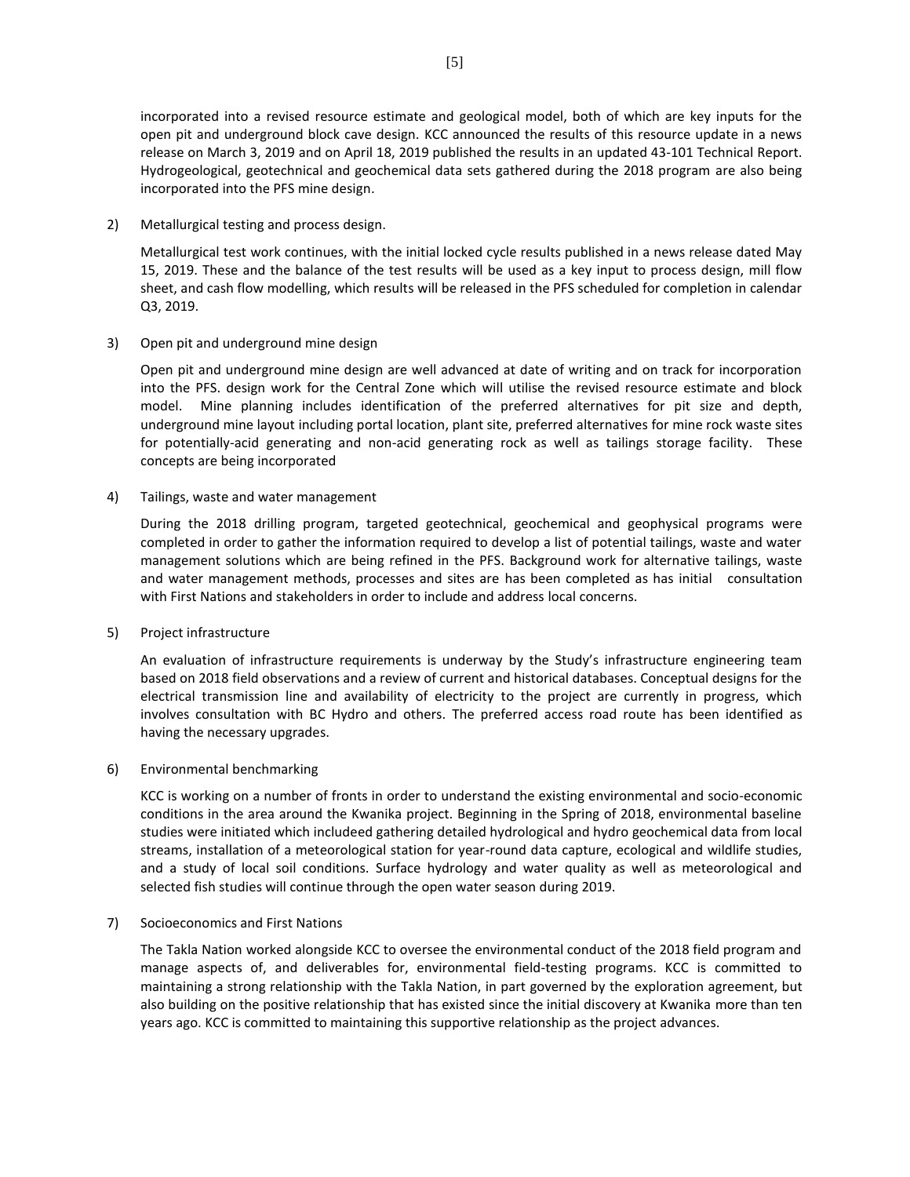incorporated into a revised resource estimate and geological model, both of which are key inputs for the open pit and underground block cave design. KCC announced the results of this resource update in a news release on March 3, 2019 and on April 18, 2019 published the results in an updated 43-101 Technical Report. Hydrogeological, geotechnical and geochemical data sets gathered during the 2018 program are also being incorporated into the PFS mine design.

2) Metallurgical testing and process design.

   Metallurgical test work continues, with the initial locked cycle results published in a news release dated May 15, 2019. These and the balance of the test results will be used as a key input to process design, mill flow sheet, and cash flow modelling, which results will be released in the PFS scheduled for completion in calendar Q3, 2019.

3) Open pit and underground mine design

   Open pit and underground mine design are well advanced at date of writing and on track for incorporation into the PFS. design work for the Central Zone which will utilise the revised resource estimate and block model. Mine planning includes identification of the preferred alternatives for pit size and depth, underground mine layout including portal location, plant site, preferred alternatives for mine rock waste sites for potentially-acid generating and non-acid generating rock as well as tailings storage facility. These concepts are being incorporated

4) Tailings, waste and water management

   During the 2018 drilling program, targeted geotechnical, geochemical and geophysical programs were completed in order to gather the information required to develop a list of potential tailings, waste and water management solutions which are being refined in the PFS. Background work for alternative tailings, waste and water management methods, processes and sites are has been completed as has initial consultation with First Nations and stakeholders in order to include and address local concerns.

5) Project infrastructure

   An evaluation of infrastructure requirements is underway by the Study's infrastructure engineering team based on 2018 field observations and a review of current and historical databases. Conceptual designs for the electrical transmission line and availability of electricity to the project are currently in progress, which involves consultation with BC Hydro and others. The preferred access road route has been identified as having the necessary upgrades.

6) Environmental benchmarking

   KCC is working on a number of fronts in order to understand the existing environmental and socio-economic conditions in the area around the Kwanika project. Beginning in the Spring of 2018, environmental baseline studies were initiated which includeed gathering detailed hydrological and hydro geochemical data from local streams, installation of a meteorological station for year-round data capture, ecological and wildlife studies, and a study of local soil conditions. Surface hydrology and water quality as well as meteorological and selected fish studies will continue through the open water season during 2019.

7) Socioeconomics and First Nations

   The Takla Nation worked alongside KCC to oversee the environmental conduct of the 2018 field program and manage aspects of, and deliverables for, environmental field-testing programs. KCC is committed to maintaining a strong relationship with the Takla Nation, in part governed by the exploration agreement, but also building on the positive relationship that has existed since the initial discovery at Kwanika more than ten years ago. KCC is committed to maintaining this supportive relationship as the project advances.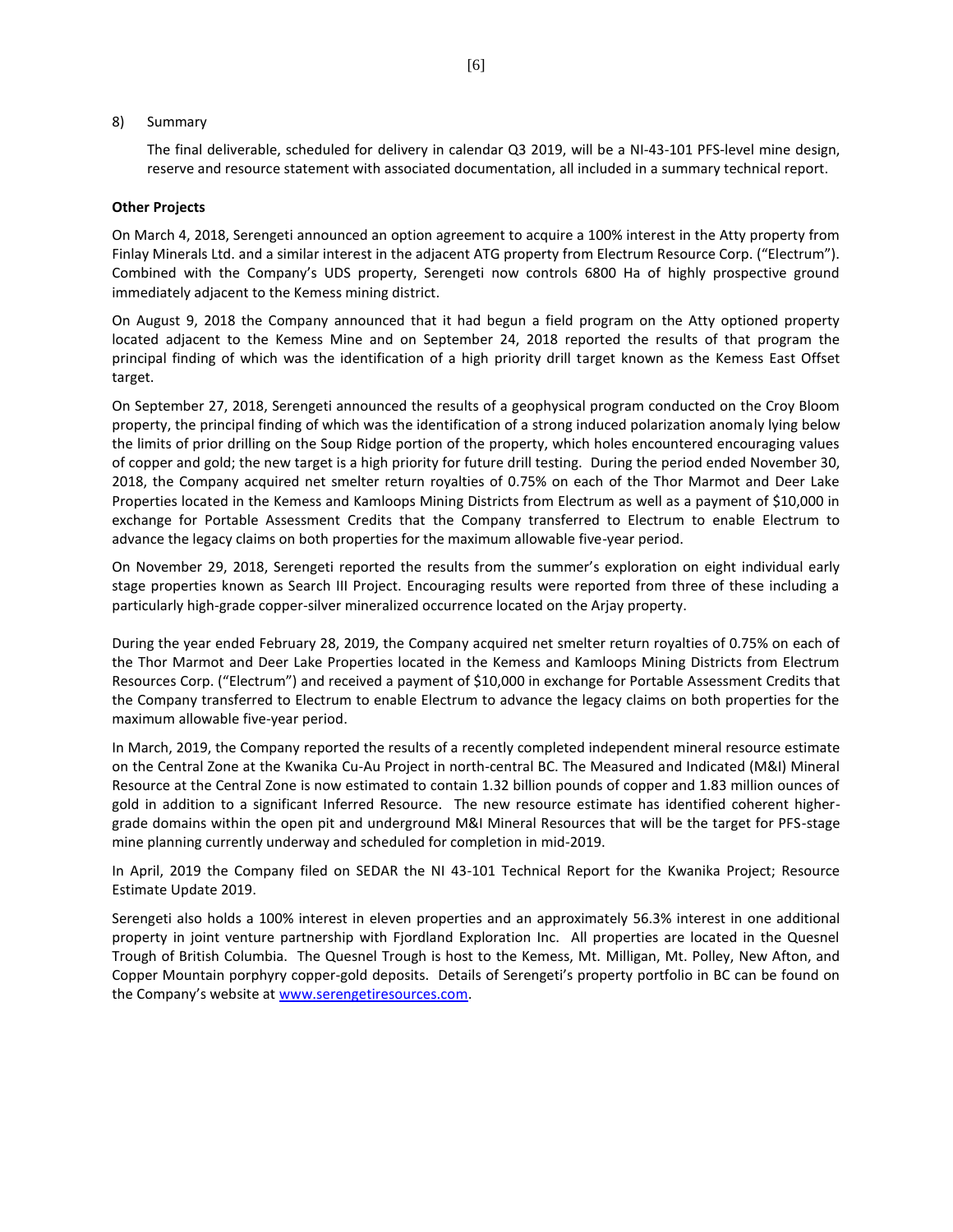8) Summary

The final deliverable, scheduled for delivery in calendar Q3 2019, will be a NI-43-101 PFS-level mine design, reserve and resource statement with associated documentation, all included in a summary technical report.

**Other Projects**

On March 4, 2018, Serengeti announced an option agreement to acquire a 100% interest in the Atty property from Finlay Minerals Ltd. and a similar interest in the adjacent ATG property from Electrum Resource Corp. ("Electrum"). Combined with the Company's UDS property, Serengeti now controls 6800 Ha of highly prospective ground immediately adjacent to the Kemess mining district.

On August 9, 2018 the Company announced that it had begun a field program on the Atty optioned property located adjacent to the Kemess Mine and on September 24, 2018 reported the results of that program the principal finding of which was the identification of a high priority drill target known as the Kemess East Offset target.

On September 27, 2018, Serengeti announced the results of a geophysical program conducted on the Croy Bloom property, the principal finding of which was the identification of a strong induced polarization anomaly lying below the limits of prior drilling on the Soup Ridge portion of the property, which holes encountered encouraging values of copper and gold; the new target is a high priority for future drill testing. During the period ended November 30, 2018, the Company acquired net smelter return royalties of 0.75% on each of the Thor Marmot and Deer Lake Properties located in the Kemess and Kamloops Mining Districts from Electrum as well as a payment of $10,000 in exchange for Portable Assessment Credits that the Company transferred to Electrum to enable Electrum to advance the legacy claims on both properties for the maximum allowable five-year period.

On November 29, 2018, Serengeti reported the results from the summer's exploration on eight individual early stage properties known as Search III Project. Encouraging results were reported from three of these including a particularly high-grade copper-silver mineralized occurrence located on the Arjay property.

During the year ended February 28, 2019, the Company acquired net smelter return royalties of 0.75% on each of the Thor Marmot and Deer Lake Properties located in the Kemess and Kamloops Mining Districts from Electrum Resources Corp. ("Electrum") and received a payment of $10,000 in exchange for Portable Assessment Credits that the Company transferred to Electrum to enable Electrum to advance the legacy claims on both properties for the maximum allowable five-year period.

In March, 2019, the Company reported the results of a recently completed independent mineral resource estimate on the Central Zone at the Kwanika Cu-Au Project in north-central BC. The Measured and Indicated (M&I) Mineral Resource at the Central Zone is now estimated to contain 1.32 billion pounds of copper and 1.83 million ounces of gold in addition to a significant Inferred Resource. The new resource estimate has identified coherent higher-grade domains within the open pit and underground M&I Mineral Resources that will be the target for PFS-stage mine planning currently underway and scheduled for completion in mid-2019.

In April, 2019 the Company filed on SEDAR the NI 43-101 Technical Report for the Kwanika Project; Resource Estimate Update 2019.

Serengeti also holds a 100% interest in eleven properties and an approximately 56.3% interest in one additional property in joint venture partnership with Fjordland Exploration Inc. All properties are located in the Quesnel Trough of British Columbia. The Quesnel Trough is host to the Kemess, Mt. Milligan, Mt. Polley, New Afton, and Copper Mountain porphyry copper-gold deposits. Details of Serengeti's property portfolio in BC can be found on the Company's website at www.serengetiresources.com.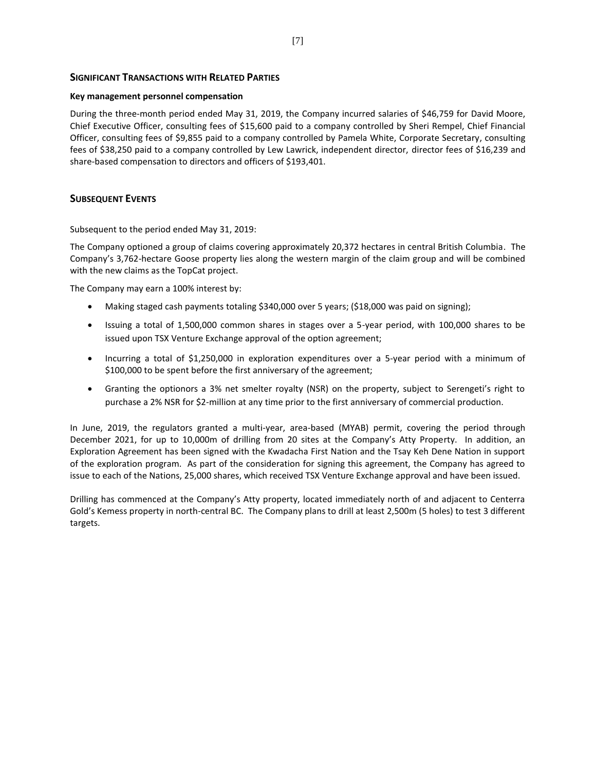## Significant Transactions with Related Parties

**Key management personnel compensation**

During the three-month period ended May 31, 2019, the Company incurred salaries of $46,759 for David Moore, Chief Executive Officer, consulting fees of $15,600 paid to a company controlled by Sheri Rempel, Chief Financial Officer, consulting fees of $9,855 paid to a company controlled by Pamela White, Corporate Secretary, consulting fees of $38,250 paid to a company controlled by Lew Lawrick, independent director, director fees of $16,239 and share-based compensation to directors and officers of $193,401.

## Subsequent Events

Subsequent to the period ended May 31, 2019:

The Company optioned a group of claims covering approximately 20,372 hectares in central British Columbia. The Company's 3,762-hectare Goose property lies along the western margin of the claim group and will be combined with the new claims as the TopCat project.

The Company may earn a 100% interest by:

- Making staged cash payments totaling $340,000 over 5 years; ($18,000 was paid on signing);
- Issuing a total of 1,500,000 common shares in stages over a 5-year period, with 100,000 shares to be issued upon TSX Venture Exchange approval of the option agreement;
- Incurring a total of $1,250,000 in exploration expenditures over a 5-year period with a minimum of $100,000 to be spent before the first anniversary of the agreement;
- Granting the optionors a 3% net smelter royalty (NSR) on the property, subject to Serengeti's right to purchase a 2% NSR for $2-million at any time prior to the first anniversary of commercial production.

In June, 2019, the regulators granted a multi-year, area-based (MYAB) permit, covering the period through December 2021, for up to 10,000m of drilling from 20 sites at the Company's Atty Property. In addition, an Exploration Agreement has been signed with the Kwadacha First Nation and the Tsay Keh Dene Nation in support of the exploration program. As part of the consideration for signing this agreement, the Company has agreed to issue to each of the Nations, 25,000 shares, which received TSX Venture Exchange approval and have been issued.

Drilling has commenced at the Company's Atty property, located immediately north of and adjacent to Centerra Gold's Kemess property in north-central BC. The Company plans to drill at least 2,500m (5 holes) to test 3 different targets.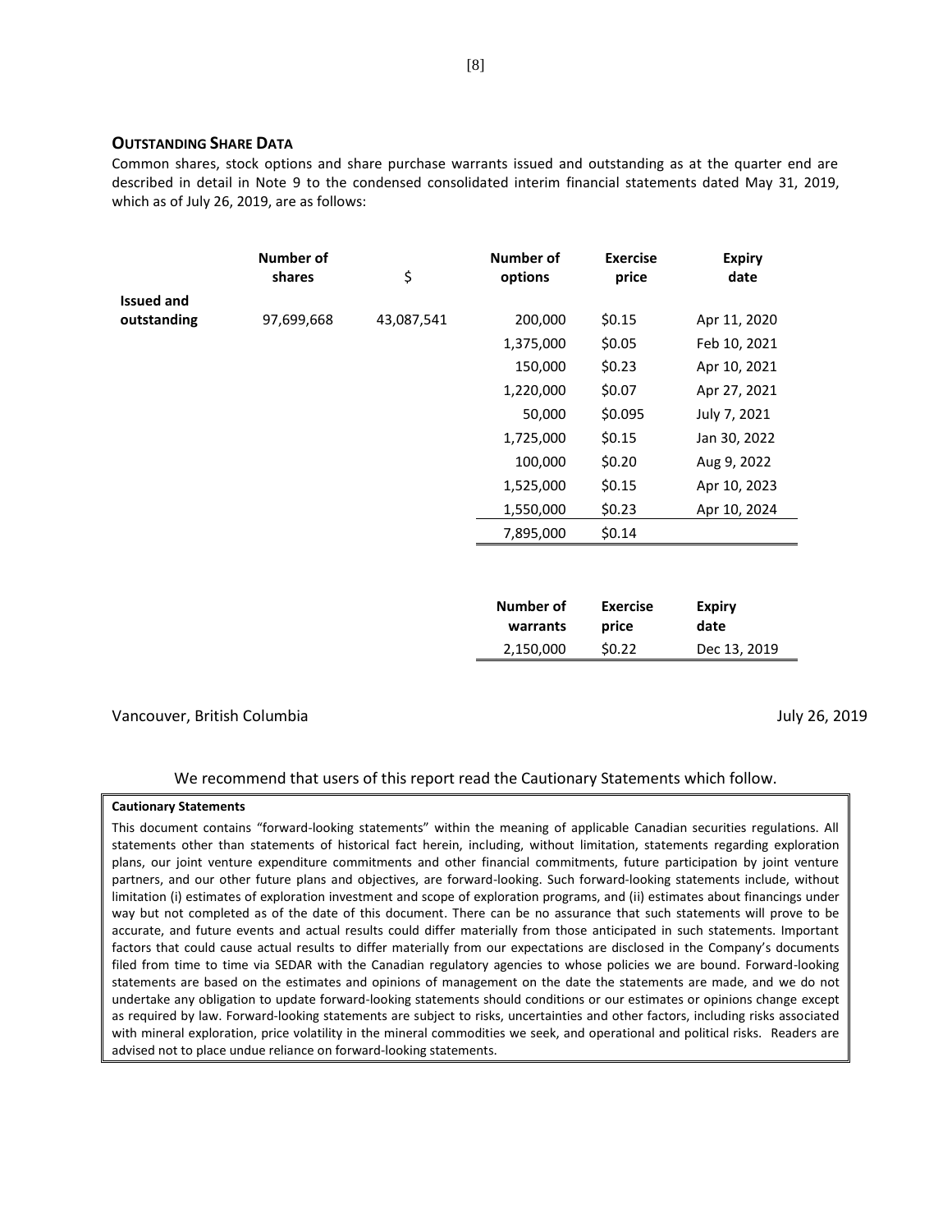## OUTSTANDING SHARE DATA

Common shares, stock options and share purchase warrants issued and outstanding as at the quarter end are described in detail in Note 9 to the condensed consolidated interim financial statements dated May 31, 2019, which as of July 26, 2019, are as follows:

| | Number of shares | $ | Number of options | Exercise price | Expiry date |
|---|---|---|---|---|---|
| **Issued and outstanding** | 97,699,668 | 43,087,541 | 200,000 | $0.15 | Apr 11, 2020 |
| | | | 1,375,000 | $0.05 | Feb 10, 2021 |
| | | | 150,000 | $0.23 | Apr 10, 2021 |
| | | | 1,220,000 | $0.07 | Apr 27, 2021 |
| | | | 50,000 | $0.095 | July 7, 2021 |
| | | | 1,725,000 | $0.15 | Jan 30, 2022 |
| | | | 100,000 | $0.20 | Aug 9, 2022 |
| | | | 1,525,000 | $0.15 | Apr 10, 2023 |
| | | | 1,550,000 | $0.23 | Apr 10, 2024 |
| | | | 7,895,000 | $0.14 | |

| Number of warrants | Exercise price | Expiry date |
|---|---|---|
| 2,150,000 | $0.22 | Dec 13, 2019 |

Vancouver, British Columbia

July 26, 2019

We recommend that users of this report read the Cautionary Statements which follow.

**Cautionary Statements**

This document contains "forward-looking statements" within the meaning of applicable Canadian securities regulations. All statements other than statements of historical fact herein, including, without limitation, statements regarding exploration plans, our joint venture expenditure commitments and other financial commitments, future participation by joint venture partners, and our other future plans and objectives, are forward-looking. Such forward-looking statements include, without limitation (i) estimates of exploration investment and scope of exploration programs, and (ii) estimates about financings under way but not completed as of the date of this document. There can be no assurance that such statements will prove to be accurate, and future events and actual results could differ materially from those anticipated in such statements. Important factors that could cause actual results to differ materially from our expectations are disclosed in the Company's documents filed from time to time via SEDAR with the Canadian regulatory agencies to whose policies we are bound. Forward-looking statements are based on the estimates and opinions of management on the date the statements are made, and we do not undertake any obligation to update forward-looking statements should conditions or our estimates or opinions change except as required by law. Forward-looking statements are subject to risks, uncertainties and other factors, including risks associated with mineral exploration, price volatility in the mineral commodities we seek, and operational and political risks. Readers are advised not to place undue reliance on forward-looking statements.